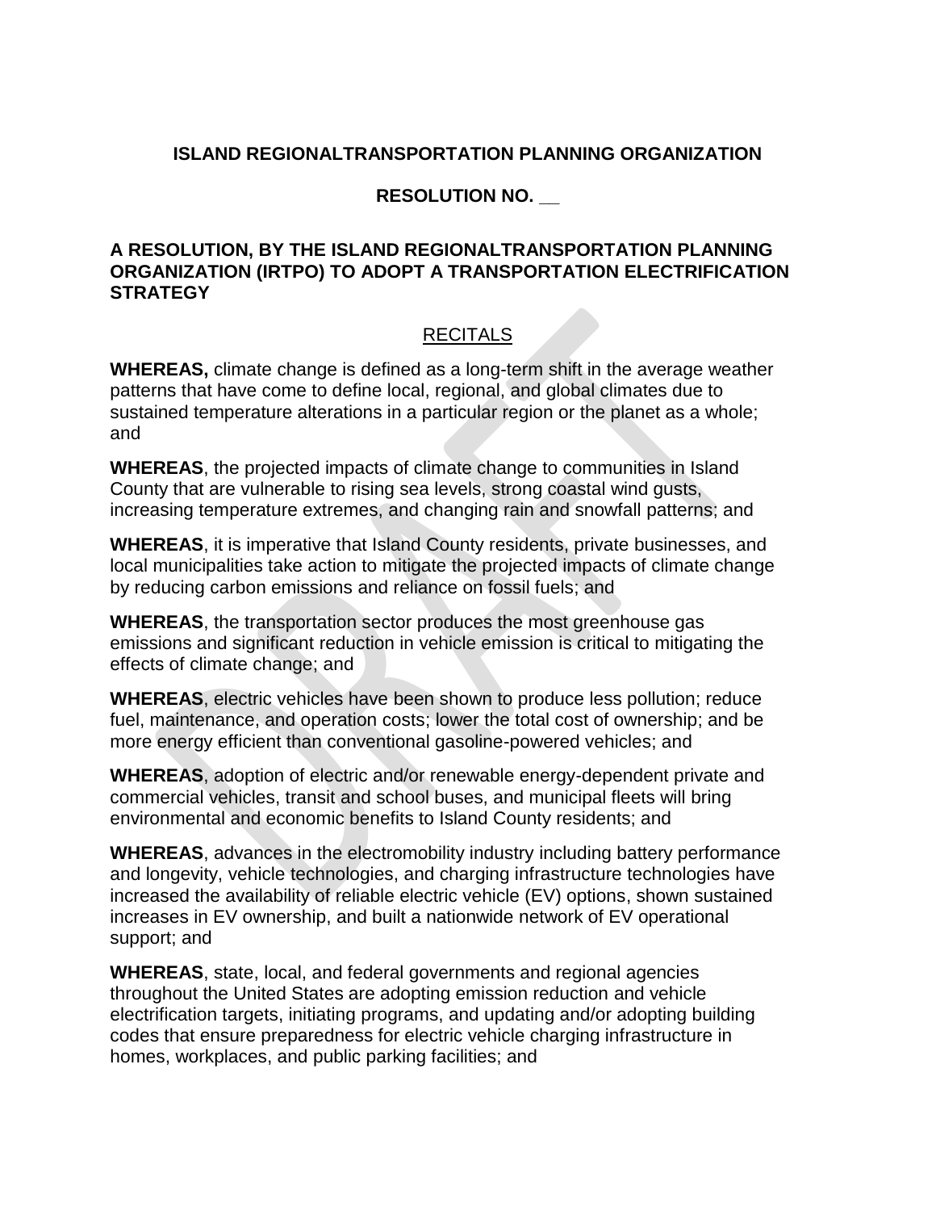**ISLAND REGIONALTRANSPORTATION PLANNING ORGANIZATION**

**RESOLUTION NO. __**

**A RESOLUTION, BY THE ISLAND REGIONALTRANSPORTATION PLANNING ORGANIZATION (IRTPO) TO ADOPT A TRANSPORTATION ELECTRIFICATION STRATEGY**

RECITALS

**WHEREAS,** climate change is defined as a long-term shift in the average weather patterns that have come to define local, regional, and global climates due to sustained temperature alterations in a particular region or the planet as a whole; and

**WHEREAS**, the projected impacts of climate change to communities in Island County that are vulnerable to rising sea levels, strong coastal wind gusts, increasing temperature extremes, and changing rain and snowfall patterns; and

**WHEREAS**, it is imperative that Island County residents, private businesses, and local municipalities take action to mitigate the projected impacts of climate change by reducing carbon emissions and reliance on fossil fuels; and

**WHEREAS**, the transportation sector produces the most greenhouse gas emissions and significant reduction in vehicle emission is critical to mitigating the effects of climate change; and

**WHEREAS**, electric vehicles have been shown to produce less pollution; reduce fuel, maintenance, and operation costs; lower the total cost of ownership; and be more energy efficient than conventional gasoline-powered vehicles; and

**WHEREAS**, adoption of electric and/or renewable energy-dependent private and commercial vehicles, transit and school buses, and municipal fleets will bring environmental and economic benefits to Island County residents; and

**WHEREAS**, advances in the electromobility industry including battery performance and longevity, vehicle technologies, and charging infrastructure technologies have increased the availability of reliable electric vehicle (EV) options, shown sustained increases in EV ownership, and built a nationwide network of EV operational support; and

**WHEREAS**, state, local, and federal governments and regional agencies throughout the United States are adopting emission reduction and vehicle electrification targets, initiating programs, and updating and/or adopting building codes that ensure preparedness for electric vehicle charging infrastructure in homes, workplaces, and public parking facilities; and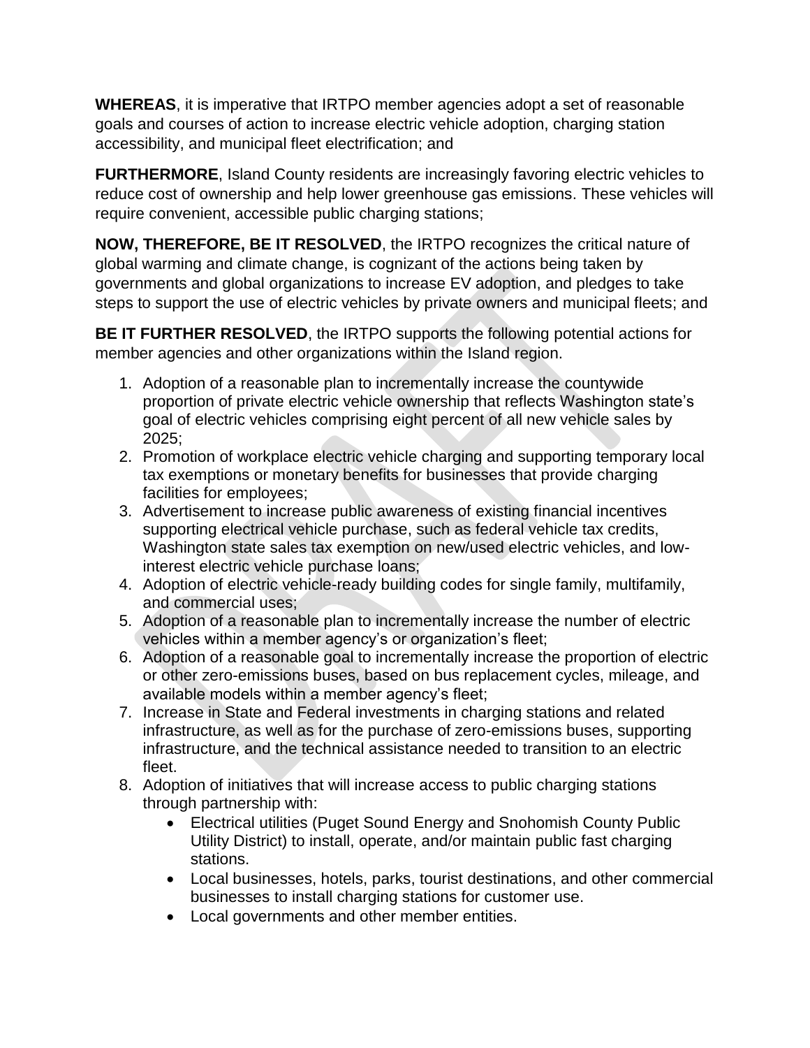**WHEREAS**, it is imperative that IRTPO member agencies adopt a set of reasonable goals and courses of action to increase electric vehicle adoption, charging station accessibility, and municipal fleet electrification; and

**FURTHERMORE**, Island County residents are increasingly favoring electric vehicles to reduce cost of ownership and help lower greenhouse gas emissions. These vehicles will require convenient, accessible public charging stations;

**NOW, THEREFORE, BE IT RESOLVED**, the IRTPO recognizes the critical nature of global warming and climate change, is cognizant of the actions being taken by governments and global organizations to increase EV adoption, and pledges to take steps to support the use of electric vehicles by private owners and municipal fleets; and

**BE IT FURTHER RESOLVED**, the IRTPO supports the following potential actions for member agencies and other organizations within the Island region.

1. Adoption of a reasonable plan to incrementally increase the countywide proportion of private electric vehicle ownership that reflects Washington state's goal of electric vehicles comprising eight percent of all new vehicle sales by 2025;
2. Promotion of workplace electric vehicle charging and supporting temporary local tax exemptions or monetary benefits for businesses that provide charging facilities for employees;
3. Advertisement to increase public awareness of existing financial incentives supporting electrical vehicle purchase, such as federal vehicle tax credits, Washington state sales tax exemption on new/used electric vehicles, and low-interest electric vehicle purchase loans;
4. Adoption of electric vehicle-ready building codes for single family, multifamily, and commercial uses;
5. Adoption of a reasonable plan to incrementally increase the number of electric vehicles within a member agency's or organization's fleet;
6. Adoption of a reasonable goal to incrementally increase the proportion of electric or other zero-emissions buses, based on bus replacement cycles, mileage, and available models within a member agency's fleet;
7. Increase in State and Federal investments in charging stations and related infrastructure, as well as for the purchase of zero-emissions buses, supporting infrastructure, and the technical assistance needed to transition to an electric fleet.
8. Adoption of initiatives that will increase access to public charging stations through partnership with:
   - Electrical utilities (Puget Sound Energy and Snohomish County Public Utility District) to install, operate, and/or maintain public fast charging stations.
   - Local businesses, hotels, parks, tourist destinations, and other commercial businesses to install charging stations for customer use.
   - Local governments and other member entities.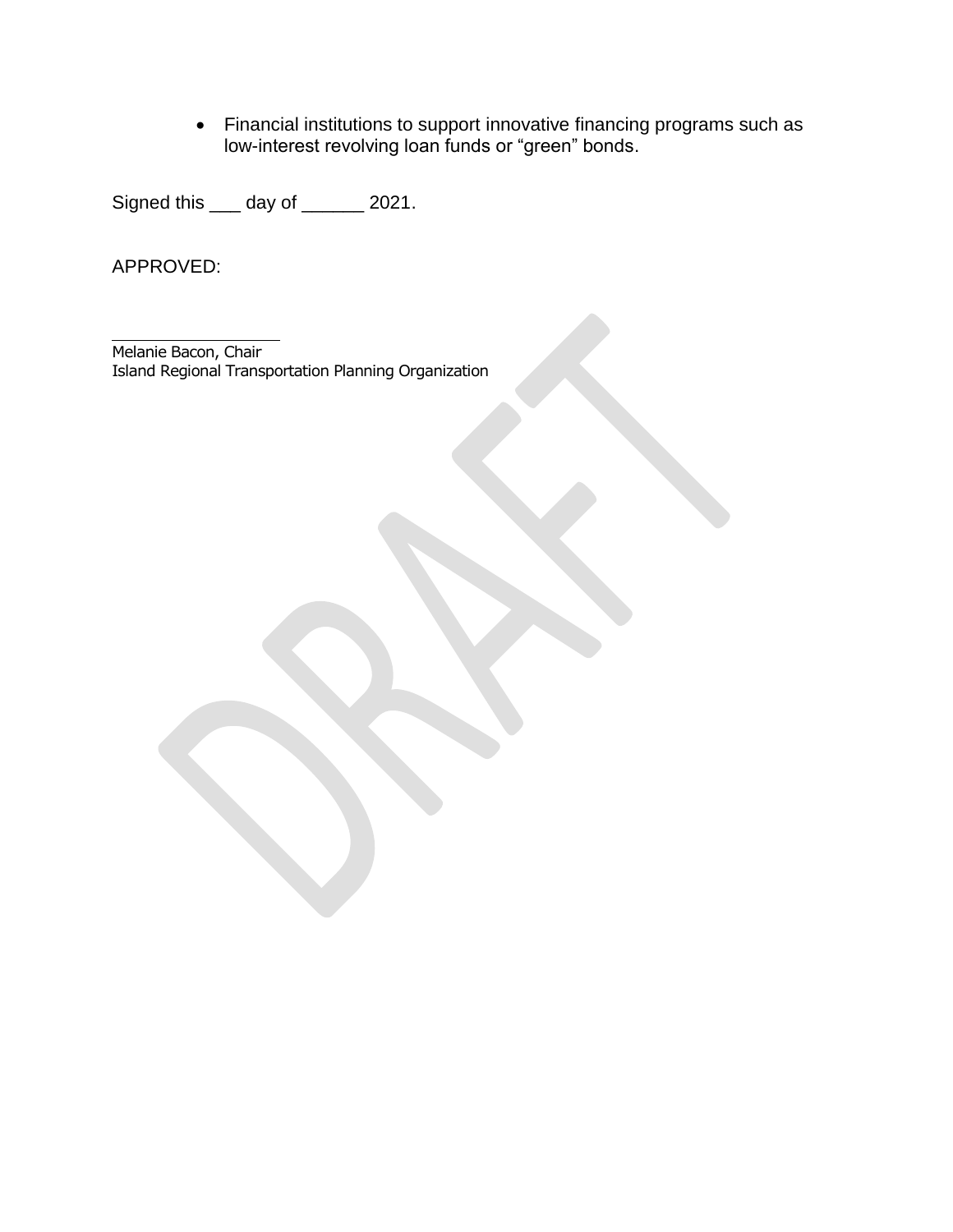- Financial institutions to support innovative financing programs such as low-interest revolving loan funds or "green" bonds.

Signed this ___ day of ______ 2021.

APPROVED:

____________________
Melanie Bacon, Chair
Island Regional Transportation Planning Organization

DRAFT